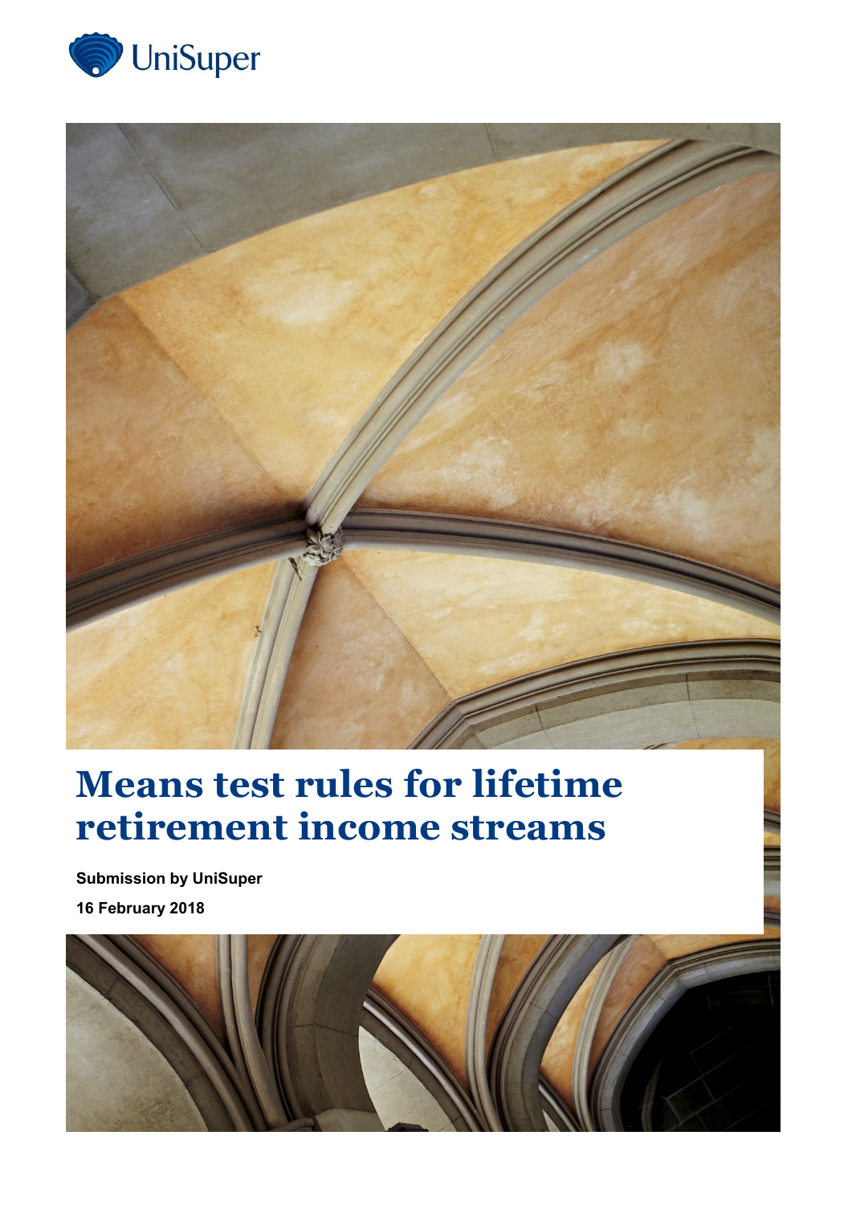UniSuper

# Means test rules for lifetime retirement income streams

**Submission by UniSuper**

**16 February 2018**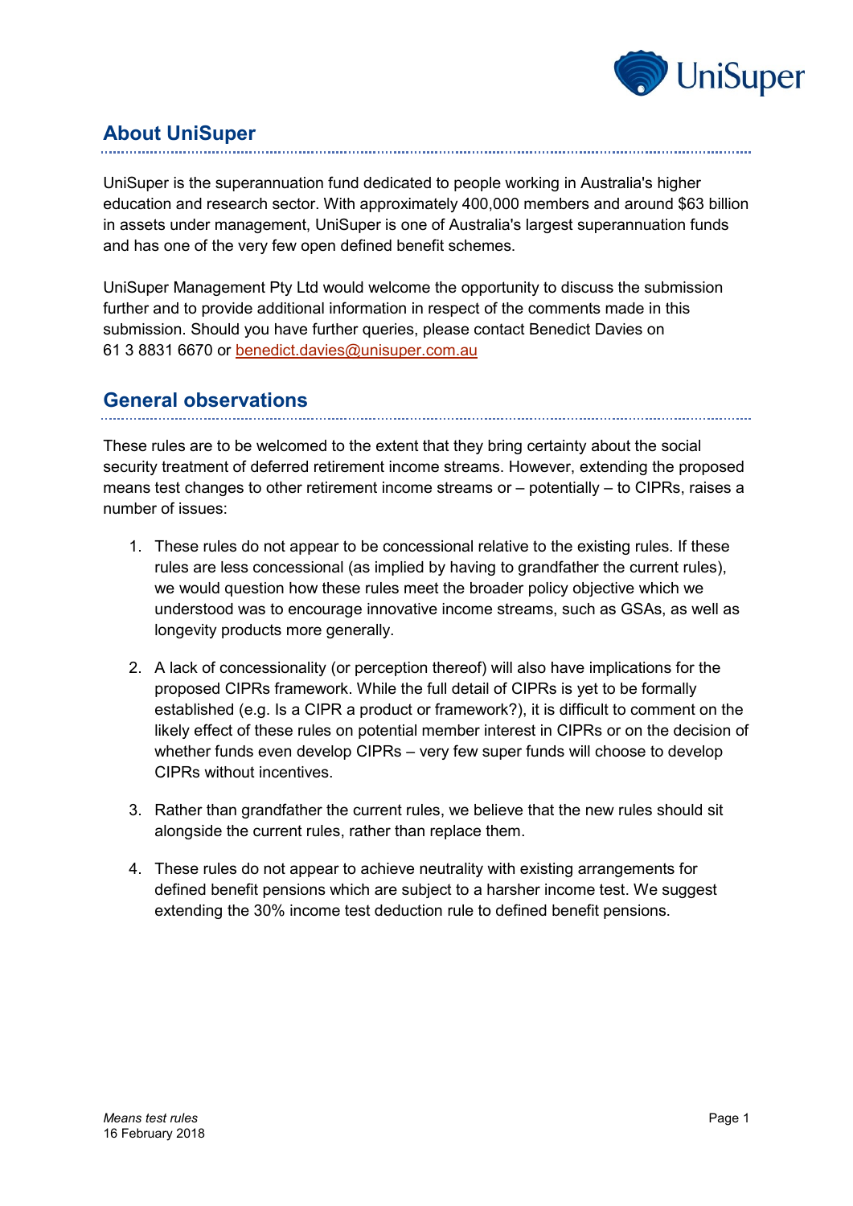## About UniSuper

UniSuper is the superannuation fund dedicated to people working in Australia's higher education and research sector. With approximately 400,000 members and around $63 billion in assets under management, UniSuper is one of Australia's largest superannuation funds and has one of the very few open defined benefit schemes.

UniSuper Management Pty Ltd would welcome the opportunity to discuss the submission further and to provide additional information in respect of the comments made in this submission. Should you have further queries, please contact Benedict Davies on 61 3 8831 6670 or benedict.davies@unisuper.com.au

## General observations

These rules are to be welcomed to the extent that they bring certainty about the social security treatment of deferred retirement income streams. However, extending the proposed means test changes to other retirement income streams or – potentially – to CIPRs, raises a number of issues:

1. These rules do not appear to be concessional relative to the existing rules. If these rules are less concessional (as implied by having to grandfather the current rules), we would question how these rules meet the broader policy objective which we understood was to encourage innovative income streams, such as GSAs, as well as longevity products more generally.

2. A lack of concessionality (or perception thereof) will also have implications for the proposed CIPRs framework. While the full detail of CIPRs is yet to be formally established (e.g. Is a CIPR a product or framework?), it is difficult to comment on the likely effect of these rules on potential member interest in CIPRs or on the decision of whether funds even develop CIPRs – very few super funds will choose to develop CIPRs without incentives.

3. Rather than grandfather the current rules, we believe that the new rules should sit alongside the current rules, rather than replace them.

4. These rules do not appear to achieve neutrality with existing arrangements for defined benefit pensions which are subject to a harsher income test. We suggest extending the 30% income test deduction rule to defined benefit pensions.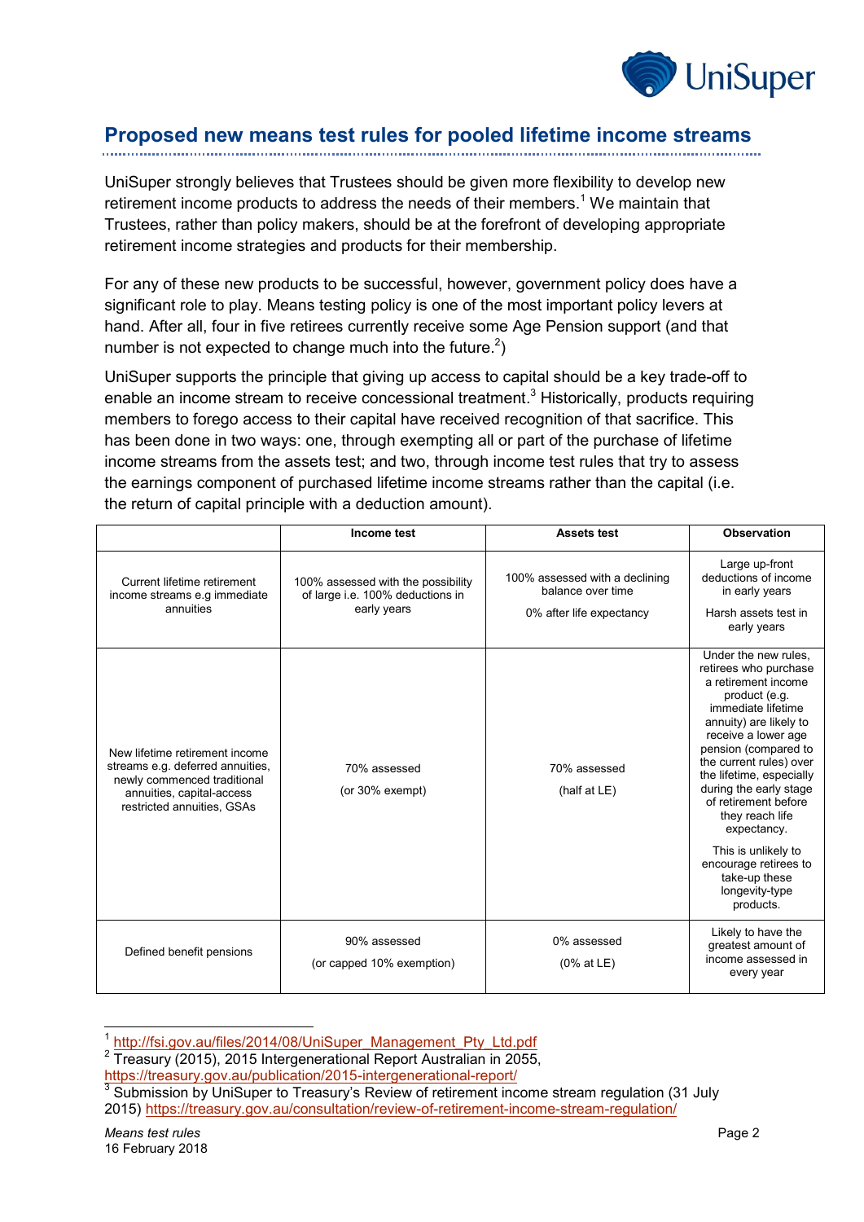## Proposed new means test rules for pooled lifetime income streams

UniSuper strongly believes that Trustees should be given more flexibility to develop new retirement income products to address the needs of their members.[1] We maintain that Trustees, rather than policy makers, should be at the forefront of developing appropriate retirement income strategies and products for their membership.

For any of these new products to be successful, however, government policy does have a significant role to play. Means testing policy is one of the most important policy levers at hand. After all, four in five retirees currently receive some Age Pension support (and that number is not expected to change much into the future.[2])

UniSuper supports the principle that giving up access to capital should be a key trade-off to enable an income stream to receive concessional treatment.[3] Historically, products requiring members to forego access to their capital have received recognition of that sacrifice. This has been done in two ways: one, through exempting all or part of the purchase of lifetime income streams from the assets test; and two, through income test rules that try to assess the earnings component of purchased lifetime income streams rather than the capital (i.e. the return of capital principle with a deduction amount).

| | Income test | Assets test | Observation |
|---|---|---|---|
| Current lifetime retirement income streams e.g immediate annuities | 100% assessed with the possibility of large i.e. 100% deductions in early years | 100% assessed with a declining balance over time<br><br>0% after life expectancy | Large up-front deductions of income in early years<br><br>Harsh assets test in early years |
| New lifetime retirement income streams e.g. deferred annuities, newly commenced traditional annuities, capital-access restricted annuities, GSAs | 70% assessed<br><br>(or 30% exempt) | 70% assessed<br><br>(half at LE) | Under the new rules, retirees who purchase a retirement income product (e.g. immediate lifetime annuity) are likely to receive a lower age pension (compared to the current rules) over the lifetime, especially during the early stage of retirement before they reach life expectancy.<br><br>This is unlikely to encourage retirees to take-up these longevity-type products. |
| Defined benefit pensions | 90% assessed<br><br>(or capped 10% exemption) | 0% assessed<br><br>(0% at LE) | Likely to have the greatest amount of income assessed in every year |

---

[1] http://fsi.gov.au/files/2014/08/UniSuper_Management_Pty_Ltd.pdf

[2] Treasury (2015), 2015 Intergenerational Report Australian in 2055, https://treasury.gov.au/publication/2015-intergenerational-report/

[3] Submission by UniSuper to Treasury's Review of retirement income stream regulation (31 July 2015) https://treasury.gov.au/consultation/review-of-retirement-income-stream-regulation/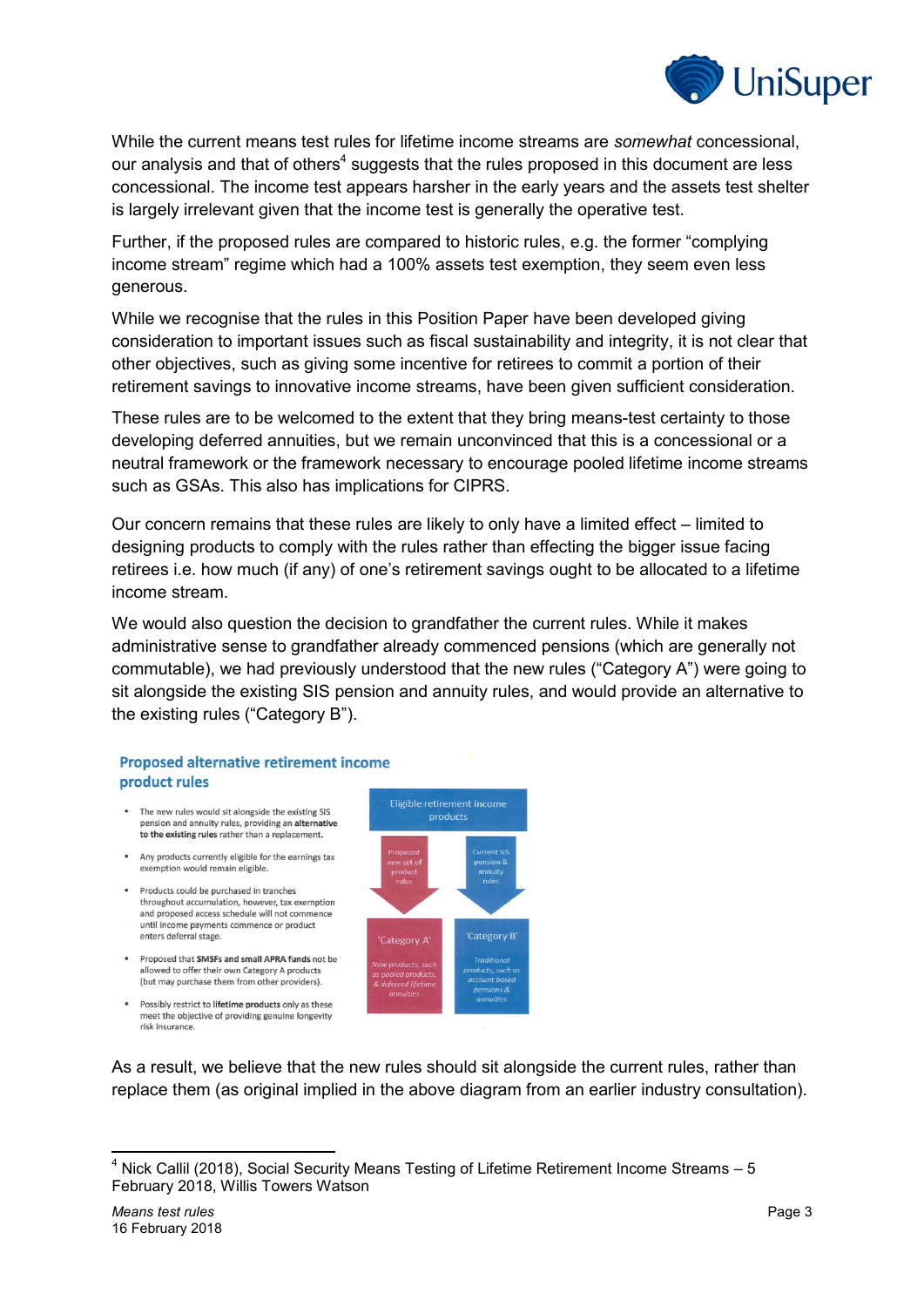While the current means test rules for lifetime income streams are *somewhat* concessional, our analysis and that of others[4] suggests that the rules proposed in this document are less concessional. The income test appears harsher in the early years and the assets test shelter is largely irrelevant given that the income test is generally the operative test.

Further, if the proposed rules are compared to historic rules, e.g. the former "complying income stream" regime which had a 100% assets test exemption, they seem even less generous.

While we recognise that the rules in this Position Paper have been developed giving consideration to important issues such as fiscal sustainability and integrity, it is not clear that other objectives, such as giving some incentive for retirees to commit a portion of their retirement savings to innovative income streams, have been given sufficient consideration.

These rules are to be welcomed to the extent that they bring means-test certainty to those developing deferred annuities, but we remain unconvinced that this is a concessional or a neutral framework or the framework necessary to encourage pooled lifetime income streams such as GSAs. This also has implications for CIPRS.

Our concern remains that these rules are likely to only have a limited effect – limited to designing products to comply with the rules rather than effecting the bigger issue facing retirees i.e. how much (if any) of one's retirement savings ought to be allocated to a lifetime income stream.

We would also question the decision to grandfather the current rules. While it makes administrative sense to grandfather already commenced pensions (which are generally not commutable), we had previously understood that the new rules ("Category A") were going to sit alongside the existing SIS pension and annuity rules, and would provide an alternative to the existing rules ("Category B").

**Proposed alternative retirement income product rules**

- The new rules would sit alongside the existing SIS pension and annuity rules, providing an **alternative to the existing rules** rather than a replacement.
- Any products currently eligible for the earnings tax exemption would remain eligible.
- Products could be purchased in tranches throughout accumulation, however, tax exemption and proposed access schedule will not commence until income payments commence or product enters deferral stage.
- Proposed that **SMSFs and small APRA funds** not be allowed to offer their own Category A products (but may purchase them from other providers).
- Possibly restrict to **lifetime products** only as these meet the objective of providing genuine longevity risk insurance.

Eligible retirement income products

Proposed new set of product rules → 'Category A': *New products, such as pooled products, & deferred lifetime annuities*

Current SIS pension & annuity rules → 'Category B': *Traditional products, such as account based pensions & annuities*

As a result, we believe that the new rules should sit alongside the current rules, rather than replace them (as original implied in the above diagram from an earlier industry consultation).

[4] Nick Callil (2018), Social Security Means Testing of Lifetime Retirement Income Streams – 5 February 2018, Willis Towers Watson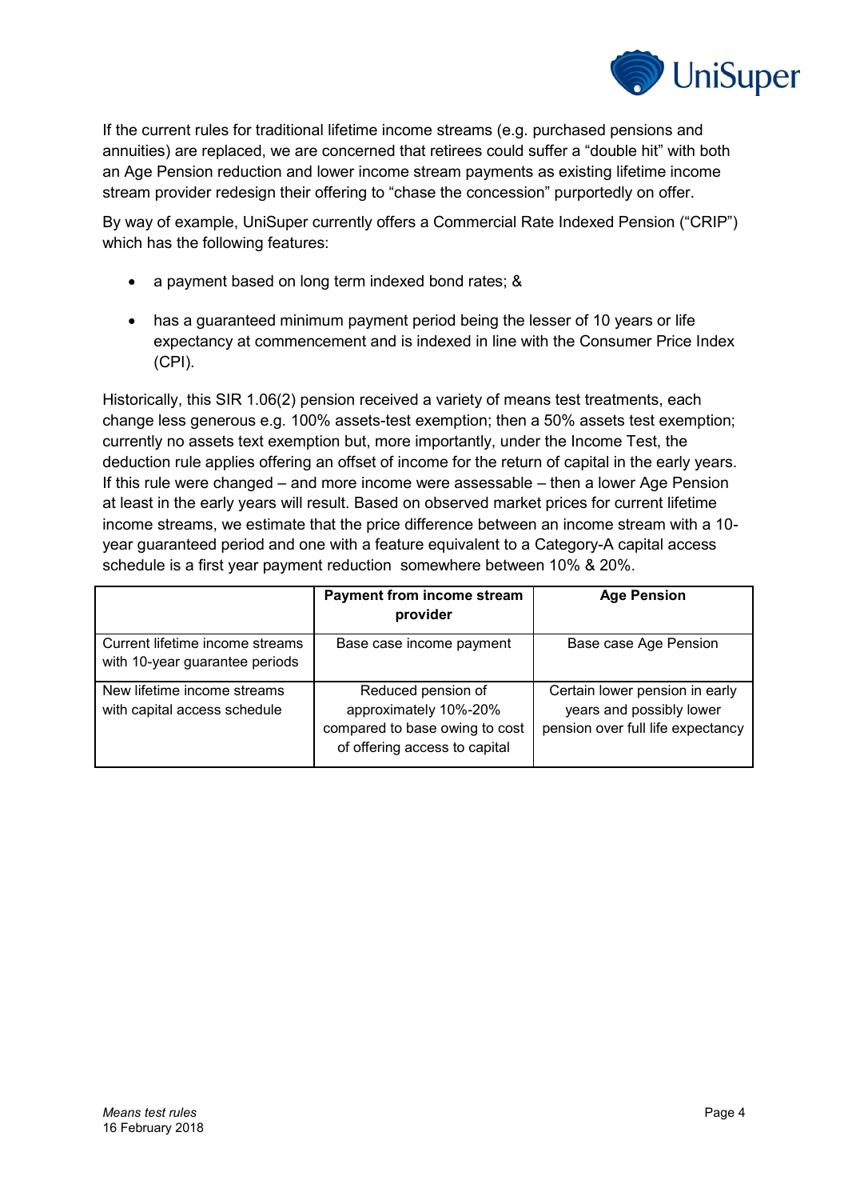If the current rules for traditional lifetime income streams (e.g. purchased pensions and annuities) are replaced, we are concerned that retirees could suffer a "double hit" with both an Age Pension reduction and lower income stream payments as existing lifetime income stream provider redesign their offering to "chase the concession" purportedly on offer.

By way of example, UniSuper currently offers a Commercial Rate Indexed Pension ("CRIP") which has the following features:

- a payment based on long term indexed bond rates; &
- has a guaranteed minimum payment period being the lesser of 10 years or life expectancy at commencement and is indexed in line with the Consumer Price Index (CPI).

Historically, this SIR 1.06(2) pension received a variety of means test treatments, each change less generous e.g. 100% assets-test exemption; then a 50% assets test exemption; currently no assets text exemption but, more importantly, under the Income Test, the deduction rule applies offering an offset of income for the return of capital in the early years. If this rule were changed – and more income were assessable – then a lower Age Pension at least in the early years will result. Based on observed market prices for current lifetime income streams, we estimate that the price difference between an income stream with a 10-year guaranteed period and one with a feature equivalent to a Category-A capital access schedule is a first year payment reduction somewhere between 10% & 20%.

| | **Payment from income stream provider** | **Age Pension** |
| --- | --- | --- |
| Current lifetime income streams with 10-year guarantee periods | Base case income payment | Base case Age Pension |
| New lifetime income streams with capital access schedule | Reduced pension of approximately 10%-20% compared to base owing to cost of offering access to capital | Certain lower pension in early years and possibly lower pension over full life expectancy |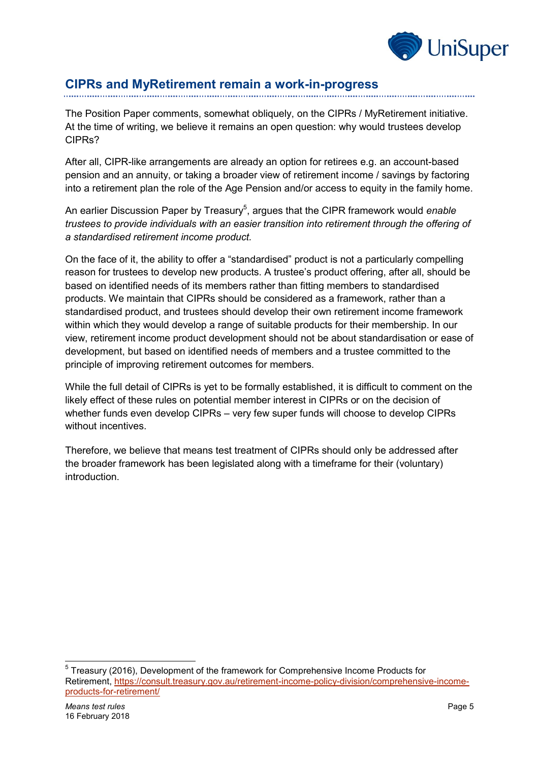## CIPRs and MyRetirement remain a work-in-progress

The Position Paper comments, somewhat obliquely, on the CIPRs / MyRetirement initiative. At the time of writing, we believe it remains an open question: why would trustees develop CIPRs?

After all, CIPR-like arrangements are already an option for retirees e.g. an account-based pension and an annuity, or taking a broader view of retirement income / savings by factoring into a retirement plan the role of the Age Pension and/or access to equity in the family home.

An earlier Discussion Paper by Treasury[5], argues that the CIPR framework would *enable trustees to provide individuals with an easier transition into retirement through the offering of a standardised retirement income product.*

On the face of it, the ability to offer a "standardised" product is not a particularly compelling reason for trustees to develop new products. A trustee's product offering, after all, should be based on identified needs of its members rather than fitting members to standardised products. We maintain that CIPRs should be considered as a framework, rather than a standardised product, and trustees should develop their own retirement income framework within which they would develop a range of suitable products for their membership. In our view, retirement income product development should not be about standardisation or ease of development, but based on identified needs of members and a trustee committed to the principle of improving retirement outcomes for members.

While the full detail of CIPRs is yet to be formally established, it is difficult to comment on the likely effect of these rules on potential member interest in CIPRs or on the decision of whether funds even develop CIPRs – very few super funds will choose to develop CIPRs without incentives.

Therefore, we believe that means test treatment of CIPRs should only be addressed after the broader framework has been legislated along with a timeframe for their (voluntary) introduction.

---

[5] Treasury (2016), Development of the framework for Comprehensive Income Products for Retirement, https://consult.treasury.gov.au/retirement-income-policy-division/comprehensive-income-products-for-retirement/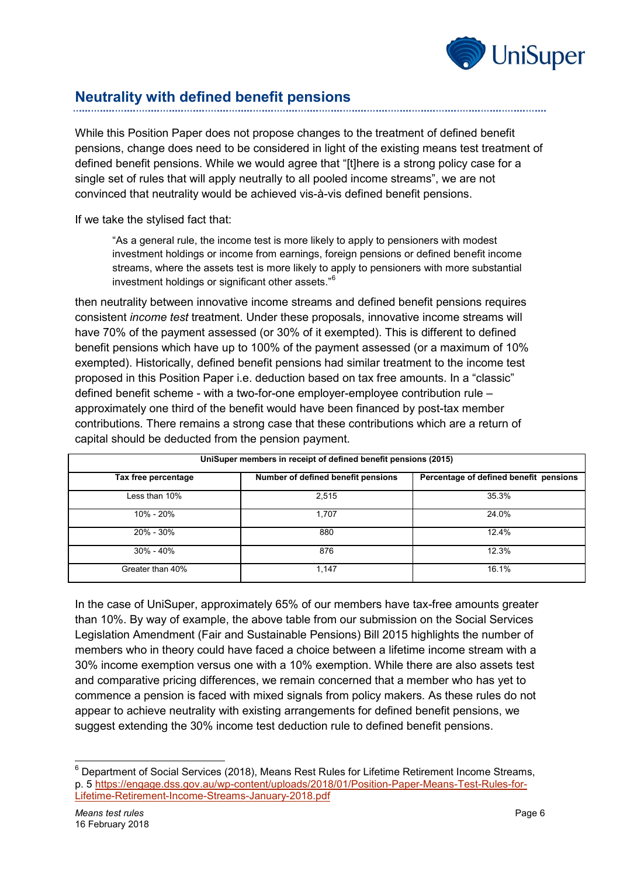## Neutrality with defined benefit pensions

While this Position Paper does not propose changes to the treatment of defined benefit pensions, change does need to be considered in light of the existing means test treatment of defined benefit pensions. While we would agree that "[t]here is a strong policy case for a single set of rules that will apply neutrally to all pooled income streams", we are not convinced that neutrality would be achieved vis-à-vis defined benefit pensions.

If we take the stylised fact that:

> "As a general rule, the income test is more likely to apply to pensioners with modest investment holdings or income from earnings, foreign pensions or defined benefit income streams, where the assets test is more likely to apply to pensioners with more substantial investment holdings or significant other assets."[6]

then neutrality between innovative income streams and defined benefit pensions requires consistent *income test* treatment. Under these proposals, innovative income streams will have 70% of the payment assessed (or 30% of it exempted). This is different to defined benefit pensions which have up to 100% of the payment assessed (or a maximum of 10% exempted). Historically, defined benefit pensions had similar treatment to the income test proposed in this Position Paper i.e. deduction based on tax free amounts. In a "classic" defined benefit scheme - with a two-for-one employer-employee contribution rule – approximately one third of the benefit would have been financed by post-tax member contributions. There remains a strong case that these contributions which are a return of capital should be deducted from the pension payment.

| UniSuper members in receipt of defined benefit pensions (2015) | | |
|---|---|---|
| **Tax free percentage** | **Number of defined benefit pensions** | **Percentage of defined benefit pensions** |
| Less than 10% | 2,515 | 35.3% |
| 10% - 20% | 1,707 | 24.0% |
| 20% - 30% | 880 | 12.4% |
| 30% - 40% | 876 | 12.3% |
| Greater than 40% | 1,147 | 16.1% |

In the case of UniSuper, approximately 65% of our members have tax-free amounts greater than 10%. By way of example, the above table from our submission on the Social Services Legislation Amendment (Fair and Sustainable Pensions) Bill 2015 highlights the number of members who in theory could have faced a choice between a lifetime income stream with a 30% income exemption versus one with a 10% exemption. While there are also assets test and comparative pricing differences, we remain concerned that a member who has yet to commence a pension is faced with mixed signals from policy makers. As these rules do not appear to achieve neutrality with existing arrangements for defined benefit pensions, we suggest extending the 30% income test deduction rule to defined benefit pensions.

[6] Department of Social Services (2018), Means Rest Rules for Lifetime Retirement Income Streams, p. 5 https://engage.dss.gov.au/wp-content/uploads/2018/01/Position-Paper-Means-Test-Rules-for-Lifetime-Retirement-Income-Streams-January-2018.pdf